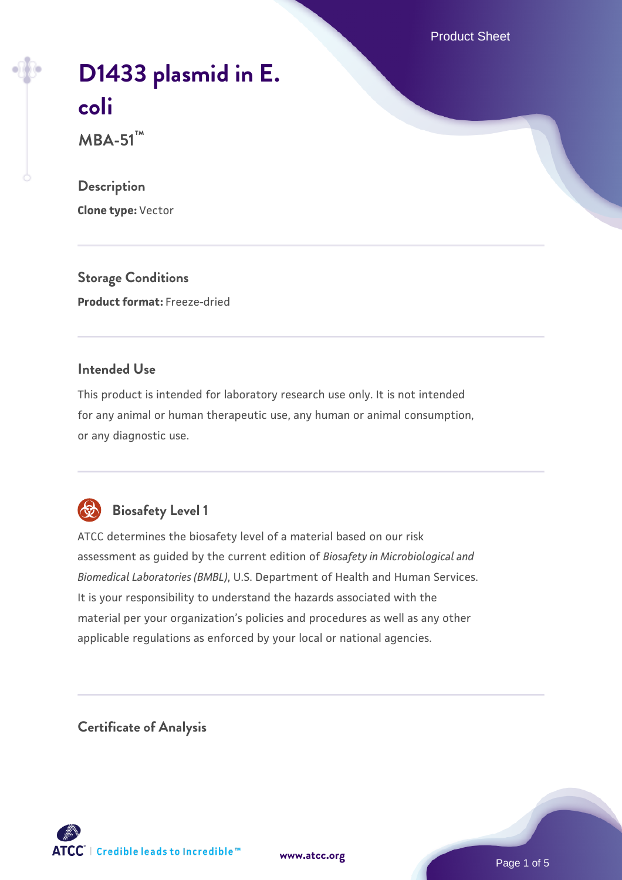# D1433 plasmid in E. coli

**MBA-51™**

## Description

**Clone type:** Vector

## Storage Conditions

**Product format:** Freeze-dried

## Intended Use

This product is intended for laboratory research use only. It is not intended for any animal or human therapeutic use, any human or animal consumption, or any diagnostic use.

## Biosafety Level 1

ATCC determines the biosafety level of a material based on our risk assessment as guided by the current edition of *Biosafety in Microbiological and Biomedical Laboratories (BMBL)*, U.S. Department of Health and Human Services. It is your responsibility to understand the hazards associated with the material per your organization's policies and procedures as well as any other applicable regulations as enforced by your local or national agencies.

## Certificate of Analysis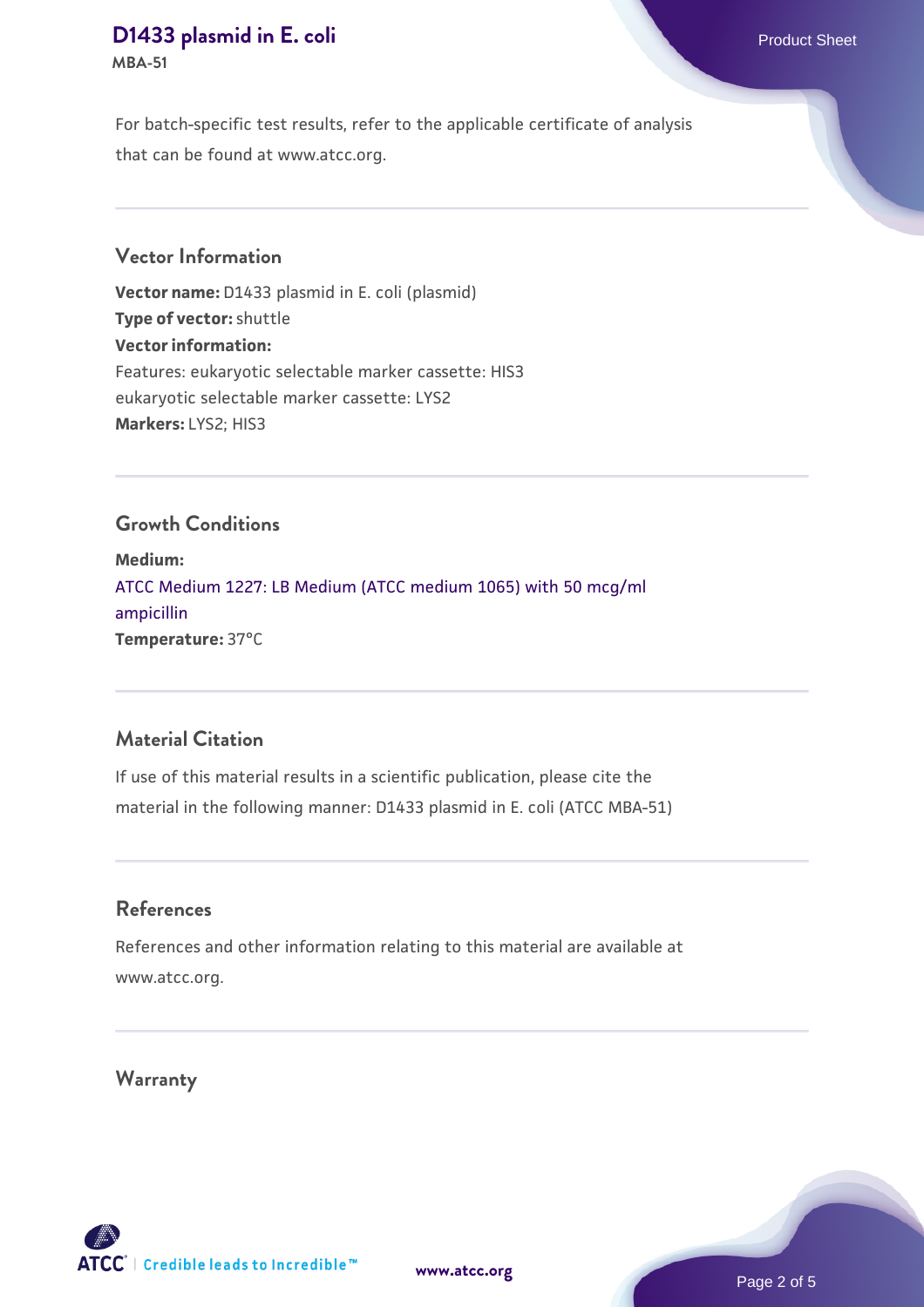For batch-specific test results, refer to the applicable certificate of analysis that can be found at www.atcc.org.

## Vector Information

**Vector name:** D1433 plasmid in E. coli (plasmid)
**Type of vector:** shuttle
**Vector information:**
Features: eukaryotic selectable marker cassette: HIS3
eukaryotic selectable marker cassette: LYS2
**Markers:** LYS2; HIS3

## Growth Conditions

**Medium:**
ATCC Medium 1227: LB Medium (ATCC medium 1065) with 50 mcg/ml ampicillin
**Temperature:** 37°C

## Material Citation

If use of this material results in a scientific publication, please cite the material in the following manner: D1433 plasmid in E. coli (ATCC MBA-51)

## References

References and other information relating to this material are available at www.atcc.org.

## Warranty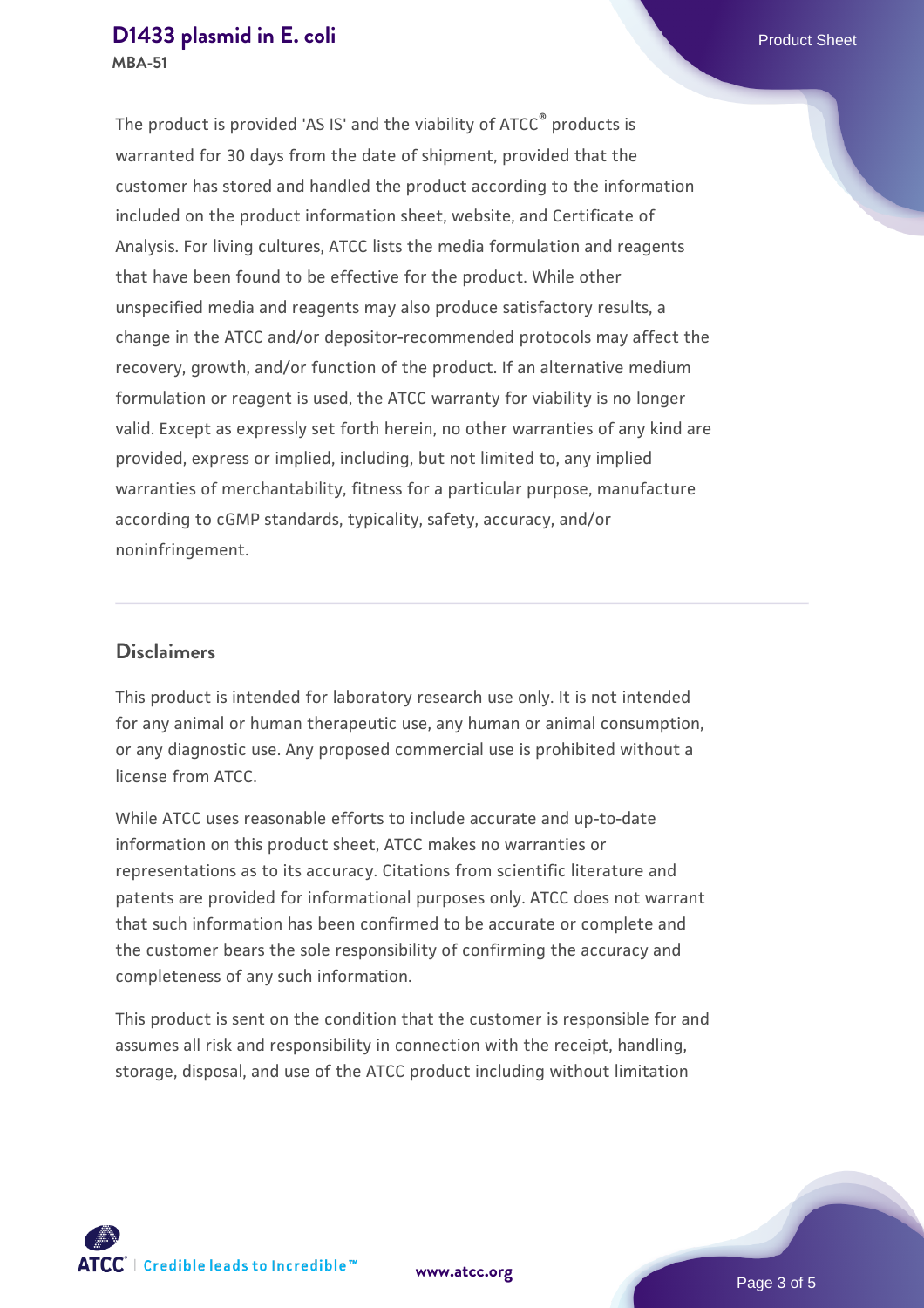The product is provided 'AS IS' and the viability of ATCC® products is warranted for 30 days from the date of shipment, provided that the customer has stored and handled the product according to the information included on the product information sheet, website, and Certificate of Analysis. For living cultures, ATCC lists the media formulation and reagents that have been found to be effective for the product. While other unspecified media and reagents may also produce satisfactory results, a change in the ATCC and/or depositor-recommended protocols may affect the recovery, growth, and/or function of the product. If an alternative medium formulation or reagent is used, the ATCC warranty for viability is no longer valid. Except as expressly set forth herein, no other warranties of any kind are provided, express or implied, including, but not limited to, any implied warranties of merchantability, fitness for a particular purpose, manufacture according to cGMP standards, typicality, safety, accuracy, and/or noninfringement.

## Disclaimers

This product is intended for laboratory research use only. It is not intended for any animal or human therapeutic use, any human or animal consumption, or any diagnostic use. Any proposed commercial use is prohibited without a license from ATCC.

While ATCC uses reasonable efforts to include accurate and up-to-date information on this product sheet, ATCC makes no warranties or representations as to its accuracy. Citations from scientific literature and patents are provided for informational purposes only. ATCC does not warrant that such information has been confirmed to be accurate or complete and the customer bears the sole responsibility of confirming the accuracy and completeness of any such information.

This product is sent on the condition that the customer is responsible for and assumes all risk and responsibility in connection with the receipt, handling, storage, disposal, and use of the ATCC product including without limitation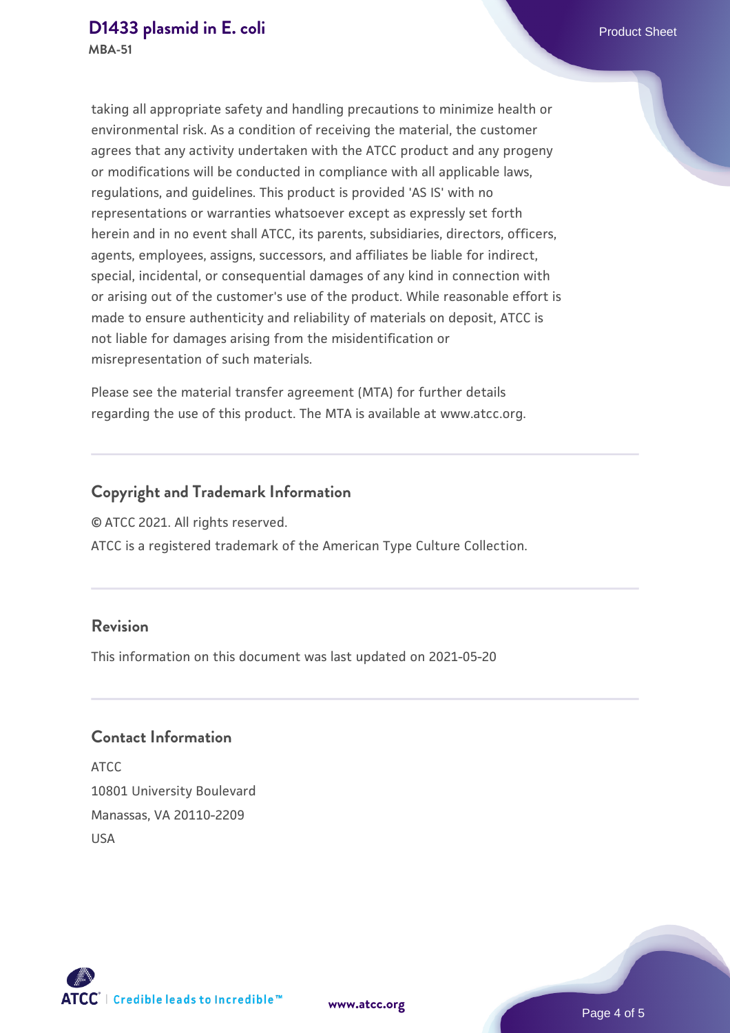taking all appropriate safety and handling precautions to minimize health or environmental risk. As a condition of receiving the material, the customer agrees that any activity undertaken with the ATCC product and any progeny or modifications will be conducted in compliance with all applicable laws, regulations, and guidelines. This product is provided 'AS IS' with no representations or warranties whatsoever except as expressly set forth herein and in no event shall ATCC, its parents, subsidiaries, directors, officers, agents, employees, assigns, successors, and affiliates be liable for indirect, special, incidental, or consequential damages of any kind in connection with or arising out of the customer's use of the product. While reasonable effort is made to ensure authenticity and reliability of materials on deposit, ATCC is not liable for damages arising from the misidentification or misrepresentation of such materials.

Please see the material transfer agreement (MTA) for further details regarding the use of this product. The MTA is available at www.atcc.org.

## Copyright and Trademark Information

© ATCC 2021. All rights reserved.

ATCC is a registered trademark of the American Type Culture Collection.

## Revision

This information on this document was last updated on 2021-05-20

## Contact Information

ATCC
10801 University Boulevard
Manassas, VA 20110-2209
USA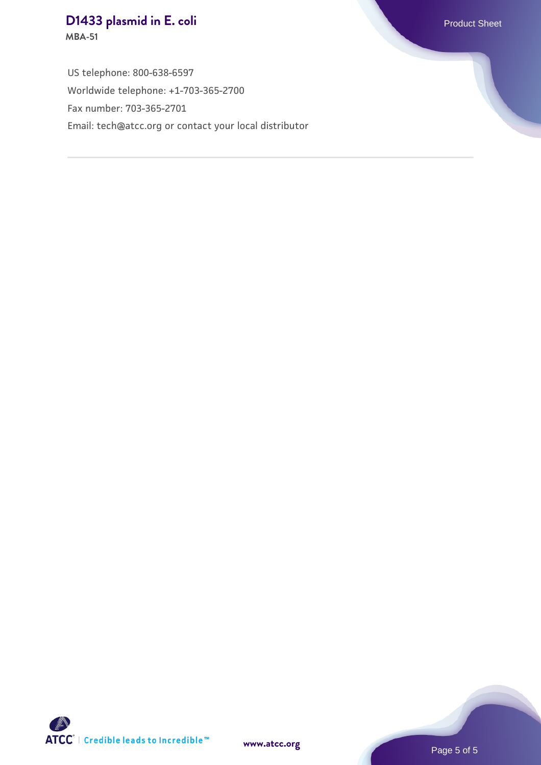US telephone: 800-638-6597

Worldwide telephone: +1-703-365-2700

Fax number: 703-365-2701

Email: tech@atcc.org or contact your local distributor